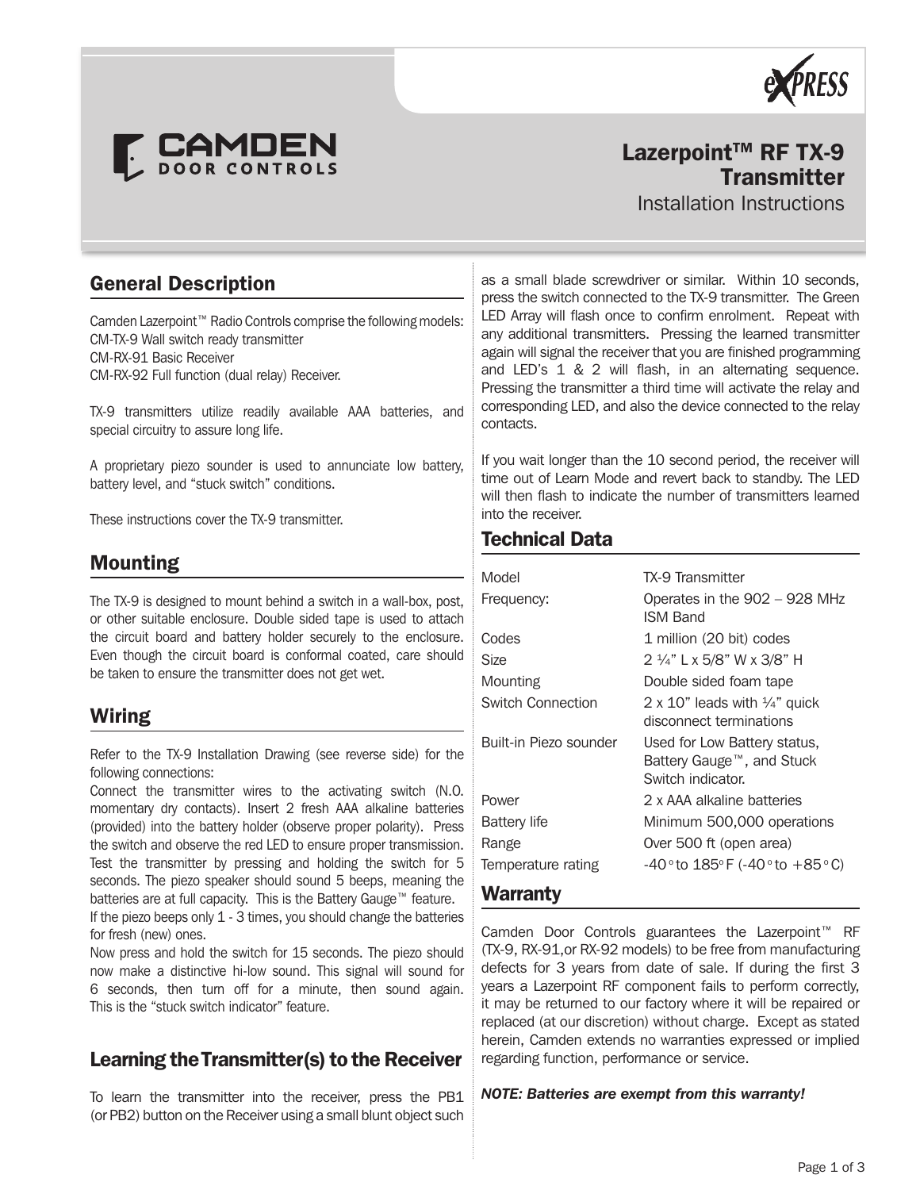CAMDEN DOOR CONTROLS

eXPRESS

# Lazerpoint™ RF TX-9 Transmitter

Installation Instructions

## General Description

Camden Lazerpoint™ Radio Controls comprise the following models:
CM-TX-9 Wall switch ready transmitter
CM-RX-91 Basic Receiver
CM-RX-92 Full function (dual relay) Receiver.

TX-9 transmitters utilize readily available AAA batteries, and special circuitry to assure long life.

A proprietary piezo sounder is used to annunciate low battery, battery level, and "stuck switch" conditions.

These instructions cover the TX-9 transmitter.

## Mounting

The TX-9 is designed to mount behind a switch in a wall-box, post, or other suitable enclosure. Double sided tape is used to attach the circuit board and battery holder securely to the enclosure. Even though the circuit board is conformal coated, care should be taken to ensure the transmitter does not get wet.

## Wiring

Refer to the TX-9 Installation Drawing (see reverse side) for the following connections:

Connect the transmitter wires to the activating switch (N.O. momentary dry contacts). Insert 2 fresh AAA alkaline batteries (provided) into the battery holder (observe proper polarity). Press the switch and observe the red LED to ensure proper transmission. Test the transmitter by pressing and holding the switch for 5 seconds. The piezo speaker should sound 5 beeps, meaning the batteries are at full capacity. This is the Battery Gauge™ feature.

If the piezo beeps only 1 - 3 times, you should change the batteries for fresh (new) ones.

Now press and hold the switch for 15 seconds. The piezo should now make a distinctive hi-low sound. This signal will sound for 6 seconds, then turn off for a minute, then sound again. This is the "stuck switch indicator" feature.

## Learning the Transmitter(s) to the Receiver

To learn the transmitter into the receiver, press the PB1 (or PB2) button on the Receiver using a small blunt object such as a small blade screwdriver or similar. Within 10 seconds, press the switch connected to the TX-9 transmitter. The Green LED Array will flash once to confirm enrolment. Repeat with any additional transmitters. Pressing the learned transmitter again will signal the receiver that you are finished programming and LED's 1 & 2 will flash, in an alternating sequence. Pressing the transmitter a third time will activate the relay and corresponding LED, and also the device connected to the relay contacts.

If you wait longer than the 10 second period, the receiver will time out of Learn Mode and revert back to standby. The LED will then flash to indicate the number of transmitters learned into the receiver.

## Technical Data

| | |
|---|---|
| Model | TX-9 Transmitter |
| Frequency: | Operates in the 902 – 928 MHz ISM Band |
| Codes | 1 million (20 bit) codes |
| Size | 2 ¼" L x 5/8" W x 3/8" H |
| Mounting | Double sided foam tape |
| Switch Connection | 2 x 10" leads with ¼" quick disconnect terminations |
| Built-in Piezo sounder | Used for Low Battery status, Battery Gauge™, and Stuck Switch indicator. |
| Power | 2 x AAA alkaline batteries |
| Battery life | Minimum 500,000 operations |
| Range | Over 500 ft (open area) |
| Temperature rating | -40° to 185° F (-40° to +85° C) |

## Warranty

Camden Door Controls guarantees the Lazerpoint™ RF (TX-9, RX-91,or RX-92 models) to be free from manufacturing defects for 3 years from date of sale. If during the first 3 years a Lazerpoint RF component fails to perform correctly, it may be returned to our factory where it will be repaired or replaced (at our discretion) without charge. Except as stated herein, Camden extends no warranties expressed or implied regarding function, performance or service.

***NOTE: Batteries are exempt from this warranty!***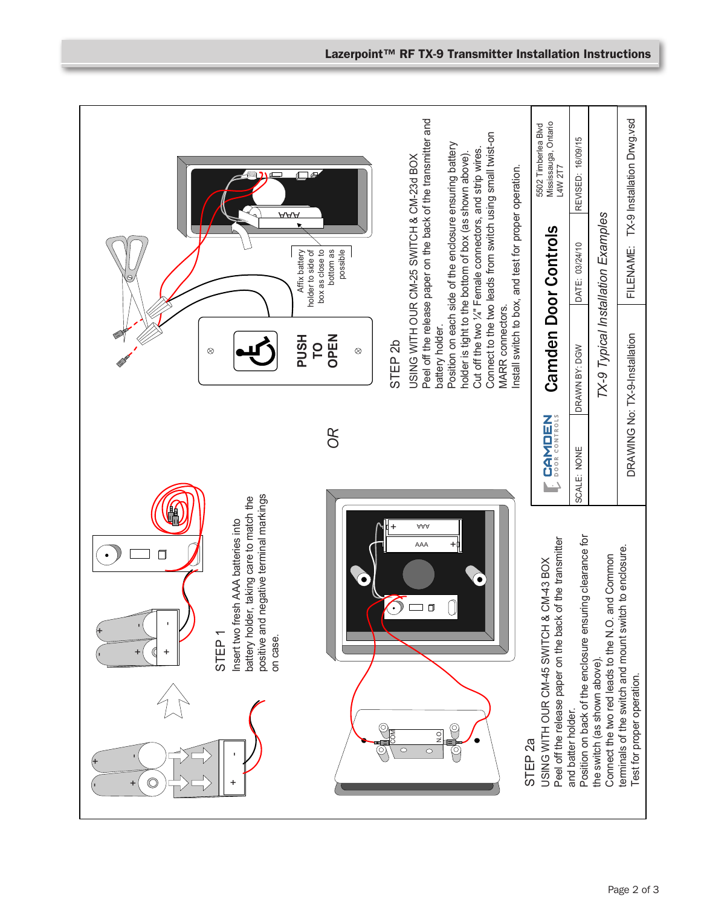# Lazerpoint™ RF TX-9 Transmitter Installation Instructions

## STEP 1

Insert two fresh AAA batteries into battery holder, taking care to match the positive and negative terminal markings on case.

## STEP 2a

USING WITH OUR CM-45 SWITCH & CM-43 BOX

Peel off the release paper on the back of the transmitter and batter holder.

Position on back of the enclosure ensuring clearance for the switch (as shown above).

Connect the two red leads to the N.O. and Common terminals of the switch and mount switch to enclosure.

Test for proper operation.

*OR*

## STEP 2b

USING WITH OUR CM-25 SWITCH & CM-23d BOX

Peel off the release paper on the back of the transmitter and battery holder.

Position on each side of the enclosure ensuring battery holder is tight to the bottom of box (as shown above).

Cut off the two ¼" Female connectors, and strip wires.

Connect to the two leads from switch using small twist-on MARR connectors.

Install switch to box, and test for proper operation.

Affix battery holder to side of box as close to bottom as possible

PUSH TO OPEN

---

**Camden Door Controls**

5502 Timberlea Blvd
Mississauga, Ontario
L4W 2T7

| SCALE: NONE | DRAWN BY: DGW | DATE: 03/24/10 | REVISED: 16/09/15 |
|---|---|---|---|

*TX-9 Typical Installation Examples*

DRAWING No: TX-9-Installation | FILENAME: TX-9 Installation Drwg.vsd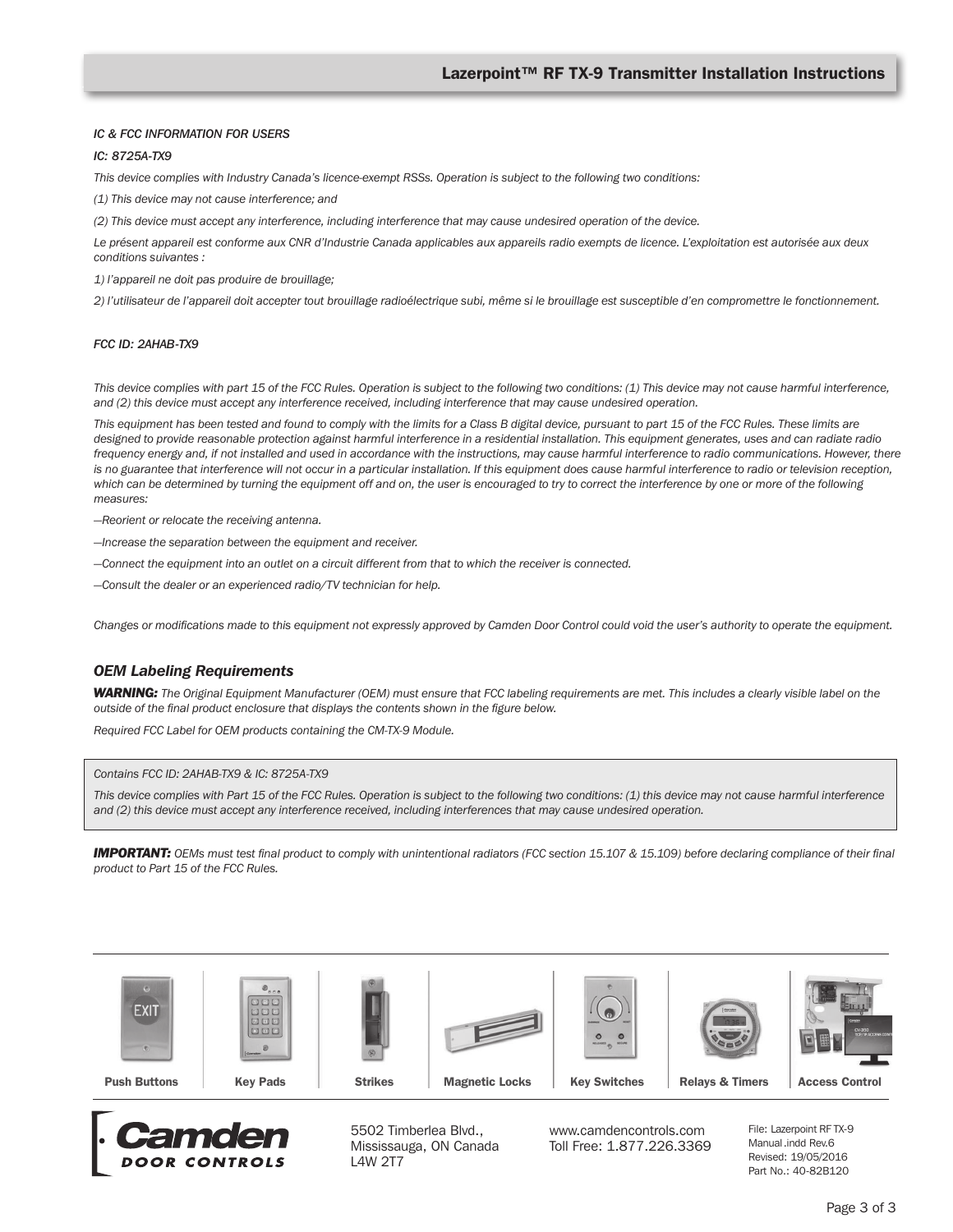*IC & FCC INFORMATION FOR USERS*

*IC: 8725A-TX9*

*This device complies with Industry Canada's licence-exempt RSSs. Operation is subject to the following two conditions:*

*(1) This device may not cause interference; and*

*(2) This device must accept any interference, including interference that may cause undesired operation of the device.*

*Le présent appareil est conforme aux CNR d'Industrie Canada applicables aux appareils radio exempts de licence. L'exploitation est autorisée aux deux conditions suivantes :*

*1) l'appareil ne doit pas produire de brouillage;*

*2) l'utilisateur de l'appareil doit accepter tout brouillage radioélectrique subi, même si le brouillage est susceptible d'en compromettre le fonctionnement.*

*FCC ID: 2AHAB-TX9*

*This device complies with part 15 of the FCC Rules. Operation is subject to the following two conditions: (1) This device may not cause harmful interference, and (2) this device must accept any interference received, including interference that may cause undesired operation.*

*This equipment has been tested and found to comply with the limits for a Class B digital device, pursuant to part 15 of the FCC Rules. These limits are designed to provide reasonable protection against harmful interference in a residential installation. This equipment generates, uses and can radiate radio frequency energy and, if not installed and used in accordance with the instructions, may cause harmful interference to radio communications. However, there is no guarantee that interference will not occur in a particular installation. If this equipment does cause harmful interference to radio or television reception, which can be determined by turning the equipment off and on, the user is encouraged to try to correct the interference by one or more of the following measures:*

*—Reorient or relocate the receiving antenna.*

*—Increase the separation between the equipment and receiver.*

*—Connect the equipment into an outlet on a circuit different from that to which the receiver is connected.*

*—Consult the dealer or an experienced radio/TV technician for help.*

*Changes or modifications made to this equipment not expressly approved by Camden Door Control could void the user's authority to operate the equipment.*

## *OEM Labeling Requirements*

***WARNING:*** *The Original Equipment Manufacturer (OEM) must ensure that FCC labeling requirements are met. This includes a clearly visible label on the outside of the final product enclosure that displays the contents shown in the figure below.*

*Required FCC Label for OEM products containing the CM-TX-9 Module.*

> *Contains FCC ID: 2AHAB-TX9 & IC: 8725A-TX9*
>
> *This device complies with Part 15 of the FCC Rules. Operation is subject to the following two conditions: (1) this device may not cause harmful interference and (2) this device must accept any interference received, including interferences that may cause undesired operation.*

***IMPORTANT:*** *OEMs must test final product to comply with unintentional radiators (FCC section 15.107 & 15.109) before declaring compliance of their final product to Part 15 of the FCC Rules.*

**Push Buttons** | **Key Pads** | **Strikes** | **Magnetic Locks** | **Key Switches** | **Relays & Timers** | **Access Control**

Camden DOOR CONTROLS

5502 Timberlea Blvd.,
Mississauga, ON Canada
L4W 2T7

www.camdencontrols.com
Toll Free: 1.877.226.3369

File: Lazerpoint RF TX-9 Manual .indd Rev.6
Revised: 19/05/2016
Part No.: 40-82B120